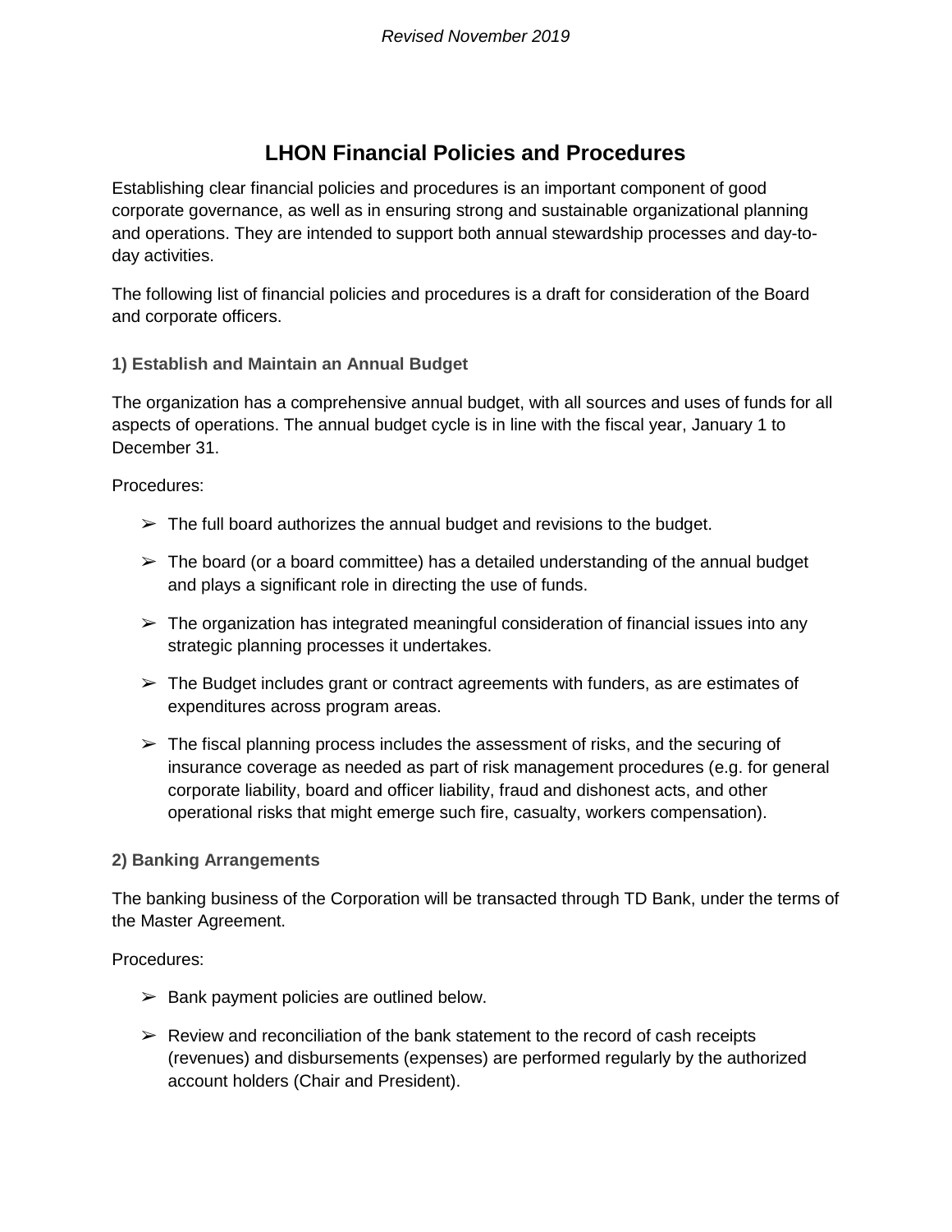*Revised November 2019*

# LHON Financial Policies and Procedures

Establishing clear financial policies and procedures is an important component of good corporate governance, as well as in ensuring strong and sustainable organizational planning and operations. They are intended to support both annual stewardship processes and day-to-day activities.

The following list of financial policies and procedures is a draft for consideration of the Board and corporate officers.

### 1) Establish and Maintain an Annual Budget

The organization has a comprehensive annual budget, with all sources and uses of funds for all aspects of operations. The annual budget cycle is in line with the fiscal year, January 1 to December 31.

Procedures:

- ➢ The full board authorizes the annual budget and revisions to the budget.
- ➢ The board (or a board committee) has a detailed understanding of the annual budget and plays a significant role in directing the use of funds.
- ➢ The organization has integrated meaningful consideration of financial issues into any strategic planning processes it undertakes.
- ➢ The Budget includes grant or contract agreements with funders, as are estimates of expenditures across program areas.
- ➢ The fiscal planning process includes the assessment of risks, and the securing of insurance coverage as needed as part of risk management procedures (e.g. for general corporate liability, board and officer liability, fraud and dishonest acts, and other operational risks that might emerge such fire, casualty, workers compensation).

### 2) Banking Arrangements

The banking business of the Corporation will be transacted through TD Bank, under the terms of the Master Agreement.

Procedures:

- ➢ Bank payment policies are outlined below.
- ➢ Review and reconciliation of the bank statement to the record of cash receipts (revenues) and disbursements (expenses) are performed regularly by the authorized account holders (Chair and President).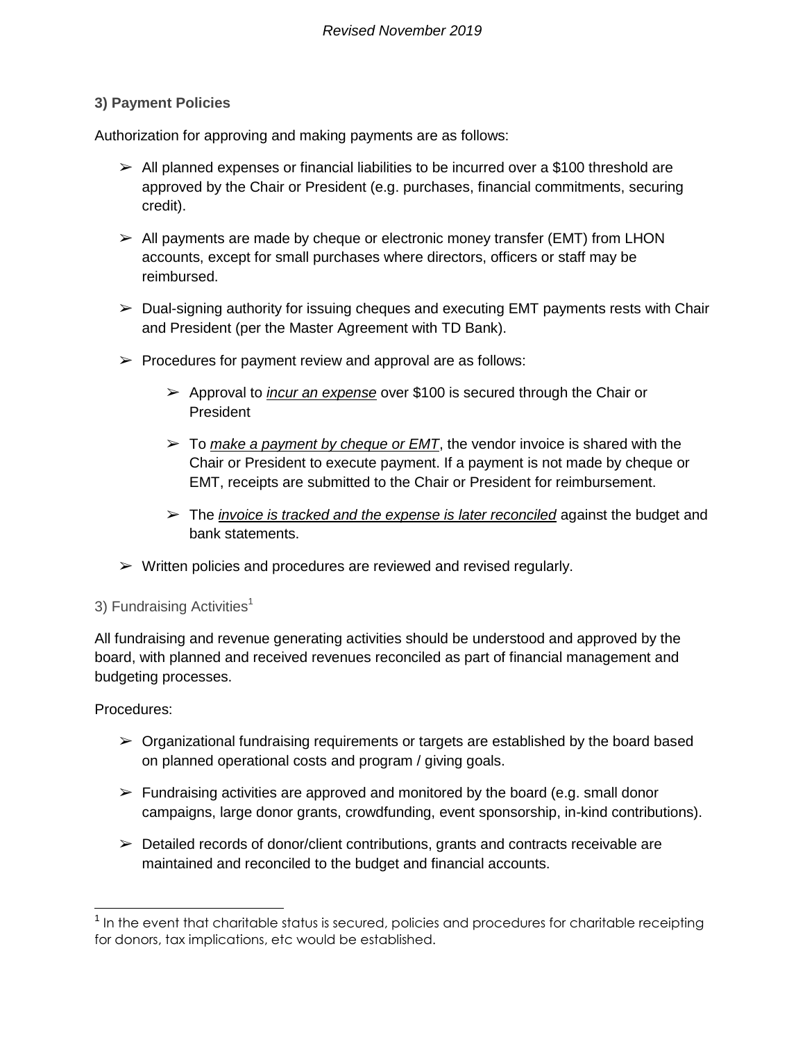### 3) Payment Policies

Authorization for approving and making payments are as follows:

- All planned expenses or financial liabilities to be incurred over a $100 threshold are approved by the Chair or President (e.g. purchases, financial commitments, securing credit).
- All payments are made by cheque or electronic money transfer (EMT) from LHON accounts, except for small purchases where directors, officers or staff may be reimbursed.
- Dual-signing authority for issuing cheques and executing EMT payments rests with Chair and President (per the Master Agreement with TD Bank).
- Procedures for payment review and approval are as follows:
  - Approval to ***incur an expense*** over $100 is secured through the Chair or President
  - To ***make a payment by cheque or EMT***, the vendor invoice is shared with the Chair or President to execute payment. If a payment is not made by cheque or EMT, receipts are submitted to the Chair or President for reimbursement.
  - The ***invoice is tracked and the expense is later reconciled*** against the budget and bank statements.
- Written policies and procedures are reviewed and revised regularly.

### 3) Fundraising Activities[1]

All fundraising and revenue generating activities should be understood and approved by the board, with planned and received revenues reconciled as part of financial management and budgeting processes.

Procedures:

- Organizational fundraising requirements or targets are established by the board based on planned operational costs and program / giving goals.
- Fundraising activities are approved and monitored by the board (e.g. small donor campaigns, large donor grants, crowdfunding, event sponsorship, in-kind contributions).
- Detailed records of donor/client contributions, grants and contracts receivable are maintained and reconciled to the budget and financial accounts.

---

[1] In the event that charitable status is secured, policies and procedures for charitable receipting for donors, tax implications, etc would be established.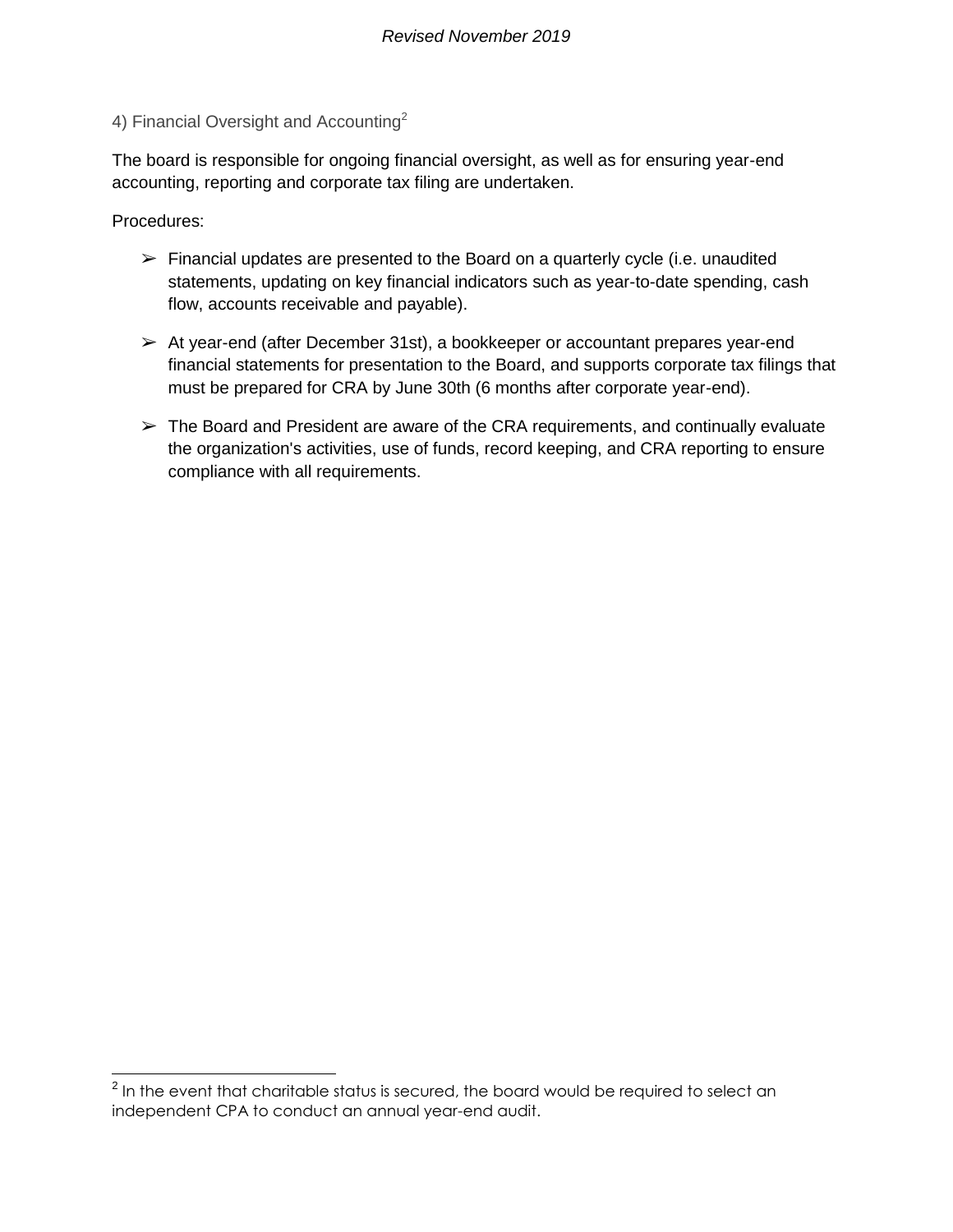#### 4) Financial Oversight and Accounting[2]

The board is responsible for ongoing financial oversight, as well as for ensuring year-end accounting, reporting and corporate tax filing are undertaken.

Procedures:

- ➢ Financial updates are presented to the Board on a quarterly cycle (i.e. unaudited statements, updating on key financial indicators such as year-to-date spending, cash flow, accounts receivable and payable).
- ➢ At year-end (after December 31st), a bookkeeper or accountant prepares year-end financial statements for presentation to the Board, and supports corporate tax filings that must be prepared for CRA by June 30th (6 months after corporate year-end).
- ➢ The Board and President are aware of the CRA requirements, and continually evaluate the organization's activities, use of funds, record keeping, and CRA reporting to ensure compliance with all requirements.

---

[2] In the event that charitable status is secured, the board would be required to select an independent CPA to conduct an annual year-end audit.